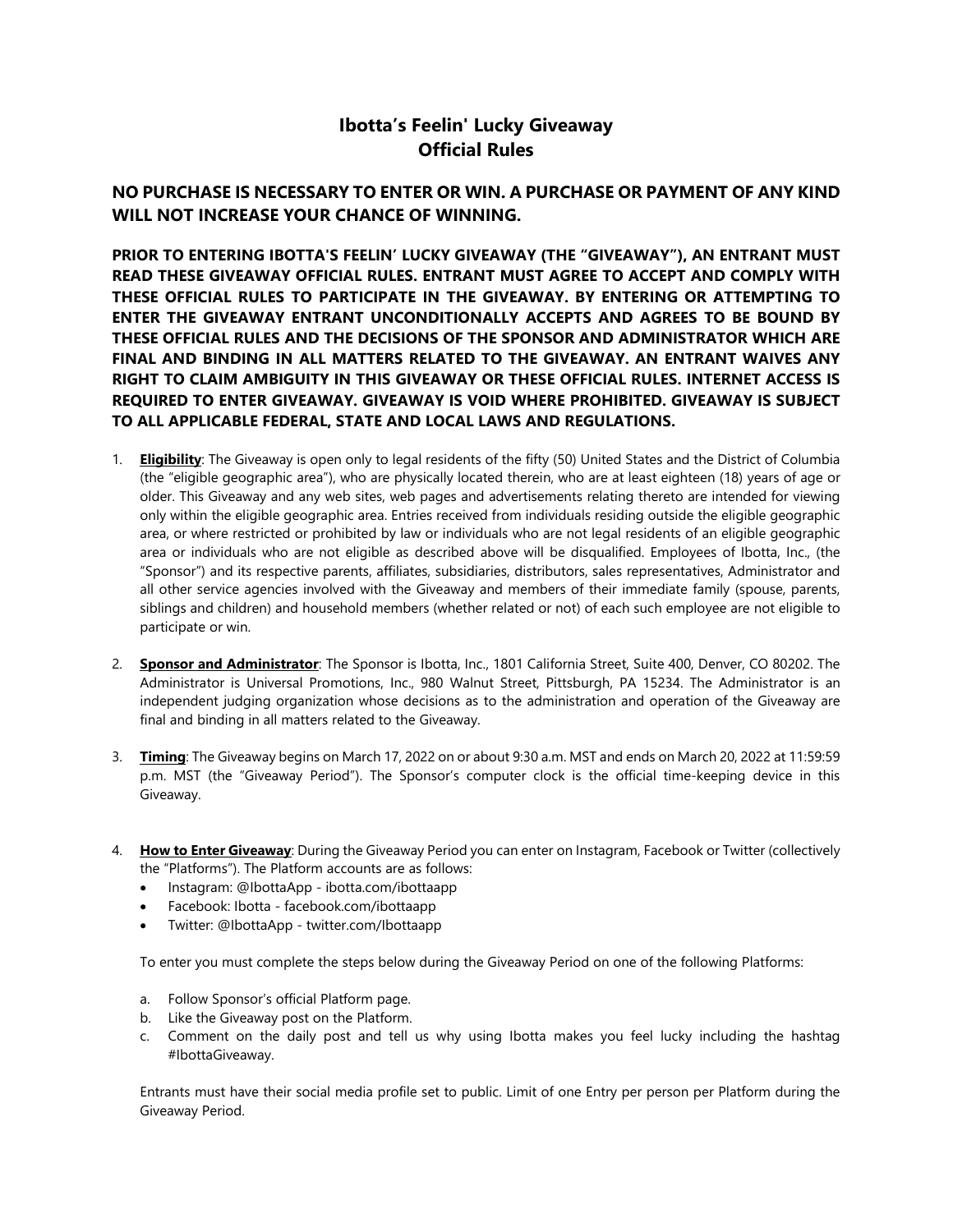# Ibotta's Feelin' Lucky Giveaway
# Official Rules

**NO PURCHASE IS NECESSARY TO ENTER OR WIN. A PURCHASE OR PAYMENT OF ANY KIND WILL NOT INCREASE YOUR CHANCE OF WINNING.**

**PRIOR TO ENTERING IBOTTA'S FEELIN' LUCKY GIVEAWAY (THE "GIVEAWAY"), AN ENTRANT MUST READ THESE GIVEAWAY OFFICIAL RULES. ENTRANT MUST AGREE TO ACCEPT AND COMPLY WITH THESE OFFICIAL RULES TO PARTICIPATE IN THE GIVEAWAY. BY ENTERING OR ATTEMPTING TO ENTER THE GIVEAWAY ENTRANT UNCONDITIONALLY ACCEPTS AND AGREES TO BE BOUND BY THESE OFFICIAL RULES AND THE DECISIONS OF THE SPONSOR AND ADMINISTRATOR WHICH ARE FINAL AND BINDING IN ALL MATTERS RELATED TO THE GIVEAWAY. AN ENTRANT WAIVES ANY RIGHT TO CLAIM AMBIGUITY IN THIS GIVEAWAY OR THESE OFFICIAL RULES. INTERNET ACCESS IS REQUIRED TO ENTER GIVEAWAY. GIVEAWAY IS VOID WHERE PROHIBITED. GIVEAWAY IS SUBJECT TO ALL APPLICABLE FEDERAL, STATE AND LOCAL LAWS AND REGULATIONS.**

1. **Eligibility**: The Giveaway is open only to legal residents of the fifty (50) United States and the District of Columbia (the "eligible geographic area"), who are physically located therein, who are at least eighteen (18) years of age or older. This Giveaway and any web sites, web pages and advertisements relating thereto are intended for viewing only within the eligible geographic area. Entries received from individuals residing outside the eligible geographic area, or where restricted or prohibited by law or individuals who are not legal residents of an eligible geographic area or individuals who are not eligible as described above will be disqualified. Employees of Ibotta, Inc., (the "Sponsor") and its respective parents, affiliates, subsidiaries, distributors, sales representatives, Administrator and all other service agencies involved with the Giveaway and members of their immediate family (spouse, parents, siblings and children) and household members (whether related or not) of each such employee are not eligible to participate or win.

2. **Sponsor and Administrator**: The Sponsor is Ibotta, Inc., 1801 California Street, Suite 400, Denver, CO 80202. The Administrator is Universal Promotions, Inc., 980 Walnut Street, Pittsburgh, PA 15234. The Administrator is an independent judging organization whose decisions as to the administration and operation of the Giveaway are final and binding in all matters related to the Giveaway.

3. **Timing**: The Giveaway begins on March 17, 2022 on or about 9:30 a.m. MST and ends on March 20, 2022 at 11:59:59 p.m. MST (the "Giveaway Period"). The Sponsor's computer clock is the official time-keeping device in this Giveaway.

4. **How to Enter Giveaway**: During the Giveaway Period you can enter on Instagram, Facebook or Twitter (collectively the "Platforms"). The Platform accounts are as follows:
   - Instagram: @IbottaApp - ibotta.com/ibottaapp
   - Facebook: Ibotta - facebook.com/ibottaapp
   - Twitter: @IbottaApp - twitter.com/Ibottaapp

   To enter you must complete the steps below during the Giveaway Period on one of the following Platforms:

   a. Follow Sponsor's official Platform page.
   b. Like the Giveaway post on the Platform.
   c. Comment on the daily post and tell us why using Ibotta makes you feel lucky including the hashtag #IbottaGiveaway.

   Entrants must have their social media profile set to public. Limit of one Entry per person per Platform during the Giveaway Period.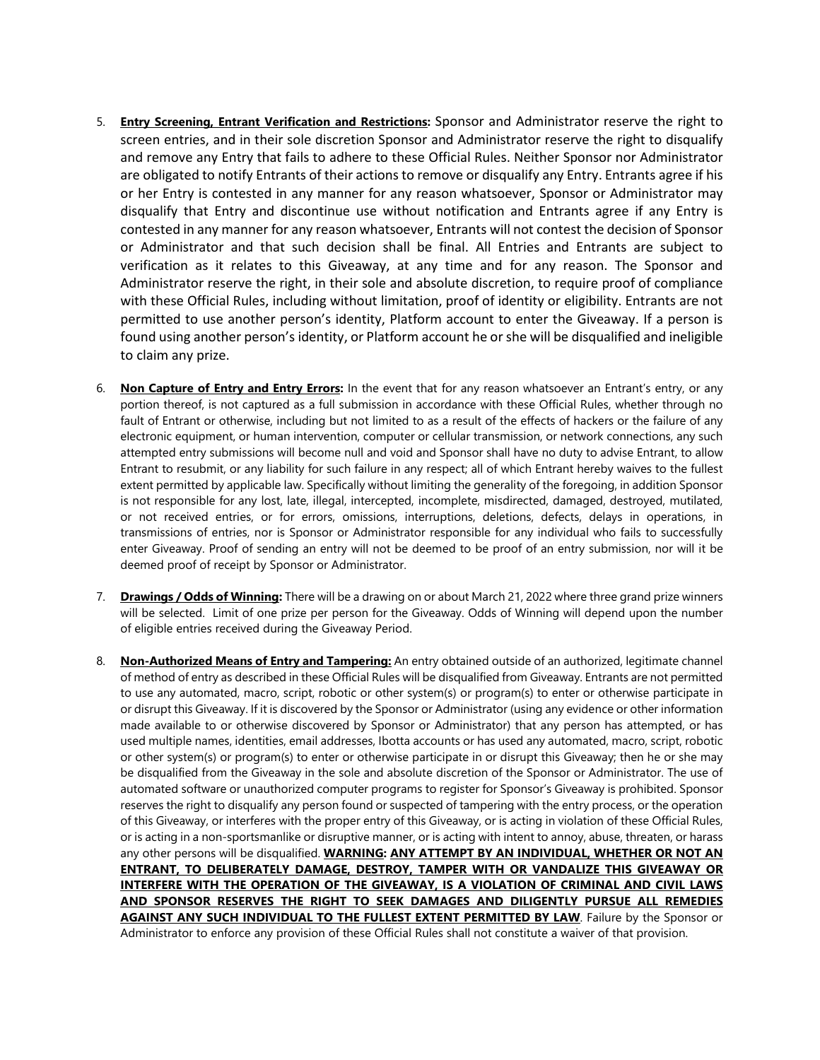5. **Entry Screening, Entrant Verification and Restrictions:** Sponsor and Administrator reserve the right to screen entries, and in their sole discretion Sponsor and Administrator reserve the right to disqualify and remove any Entry that fails to adhere to these Official Rules. Neither Sponsor nor Administrator are obligated to notify Entrants of their actions to remove or disqualify any Entry. Entrants agree if his or her Entry is contested in any manner for any reason whatsoever, Sponsor or Administrator may disqualify that Entry and discontinue use without notification and Entrants agree if any Entry is contested in any manner for any reason whatsoever, Entrants will not contest the decision of Sponsor or Administrator and that such decision shall be final. All Entries and Entrants are subject to verification as it relates to this Giveaway, at any time and for any reason. The Sponsor and Administrator reserve the right, in their sole and absolute discretion, to require proof of compliance with these Official Rules, including without limitation, proof of identity or eligibility. Entrants are not permitted to use another person's identity, Platform account to enter the Giveaway. If a person is found using another person's identity, or Platform account he or she will be disqualified and ineligible to claim any prize.

6. **Non Capture of Entry and Entry Errors:** In the event that for any reason whatsoever an Entrant's entry, or any portion thereof, is not captured as a full submission in accordance with these Official Rules, whether through no fault of Entrant or otherwise, including but not limited to as a result of the effects of hackers or the failure of any electronic equipment, or human intervention, computer or cellular transmission, or network connections, any such attempted entry submissions will become null and void and Sponsor shall have no duty to advise Entrant, to allow Entrant to resubmit, or any liability for such failure in any respect; all of which Entrant hereby waives to the fullest extent permitted by applicable law. Specifically without limiting the generality of the foregoing, in addition Sponsor is not responsible for any lost, late, illegal, intercepted, incomplete, misdirected, damaged, destroyed, mutilated, or not received entries, or for errors, omissions, interruptions, deletions, defects, delays in operations, in transmissions of entries, nor is Sponsor or Administrator responsible for any individual who fails to successfully enter Giveaway. Proof of sending an entry will not be deemed to be proof of an entry submission, nor will it be deemed proof of receipt by Sponsor or Administrator.

7. **Drawings / Odds of Winning:** There will be a drawing on or about March 21, 2022 where three grand prize winners will be selected. Limit of one prize per person for the Giveaway. Odds of Winning will depend upon the number of eligible entries received during the Giveaway Period.

8. **Non-Authorized Means of Entry and Tampering:** An entry obtained outside of an authorized, legitimate channel of method of entry as described in these Official Rules will be disqualified from Giveaway. Entrants are not permitted to use any automated, macro, script, robotic or other system(s) or program(s) to enter or otherwise participate in or disrupt this Giveaway. If it is discovered by the Sponsor or Administrator (using any evidence or other information made available to or otherwise discovered by Sponsor or Administrator) that any person has attempted, or has used multiple names, identities, email addresses, Ibotta accounts or has used any automated, macro, script, robotic or other system(s) or program(s) to enter or otherwise participate in or disrupt this Giveaway; then he or she may be disqualified from the Giveaway in the sole and absolute discretion of the Sponsor or Administrator. The use of automated software or unauthorized computer programs to register for Sponsor's Giveaway is prohibited. Sponsor reserves the right to disqualify any person found or suspected of tampering with the entry process, or the operation of this Giveaway, or interferes with the proper entry of this Giveaway, or is acting in violation of these Official Rules, or is acting in a non-sportsmanlike or disruptive manner, or is acting with intent to annoy, abuse, threaten, or harass any other persons will be disqualified. **WARNING: ANY ATTEMPT BY AN INDIVIDUAL, WHETHER OR NOT AN ENTRANT, TO DELIBERATELY DAMAGE, DESTROY, TAMPER WITH OR VANDALIZE THIS GIVEAWAY OR INTERFERE WITH THE OPERATION OF THE GIVEAWAY, IS A VIOLATION OF CRIMINAL AND CIVIL LAWS AND SPONSOR RESERVES THE RIGHT TO SEEK DAMAGES AND DILIGENTLY PURSUE ALL REMEDIES AGAINST ANY SUCH INDIVIDUAL TO THE FULLEST EXTENT PERMITTED BY LAW**. Failure by the Sponsor or Administrator to enforce any provision of these Official Rules shall not constitute a waiver of that provision.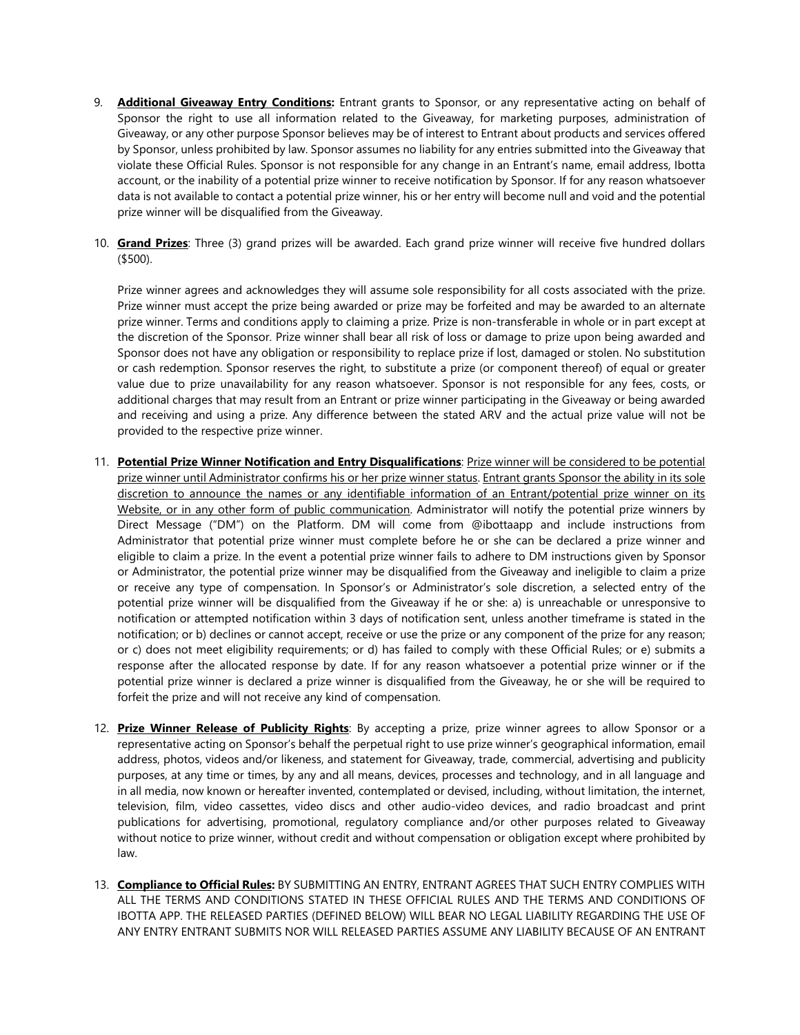9. **Additional Giveaway Entry Conditions:** Entrant grants to Sponsor, or any representative acting on behalf of Sponsor the right to use all information related to the Giveaway, for marketing purposes, administration of Giveaway, or any other purpose Sponsor believes may be of interest to Entrant about products and services offered by Sponsor, unless prohibited by law. Sponsor assumes no liability for any entries submitted into the Giveaway that violate these Official Rules. Sponsor is not responsible for any change in an Entrant's name, email address, Ibotta account, or the inability of a potential prize winner to receive notification by Sponsor. If for any reason whatsoever data is not available to contact a potential prize winner, his or her entry will become null and void and the potential prize winner will be disqualified from the Giveaway.

10. **Grand Prizes**: Three (3) grand prizes will be awarded. Each grand prize winner will receive five hundred dollars ($500).

    Prize winner agrees and acknowledges they will assume sole responsibility for all costs associated with the prize. Prize winner must accept the prize being awarded or prize may be forfeited and may be awarded to an alternate prize winner. Terms and conditions apply to claiming a prize. Prize is non-transferable in whole or in part except at the discretion of the Sponsor. Prize winner shall bear all risk of loss or damage to prize upon being awarded and Sponsor does not have any obligation or responsibility to replace prize if lost, damaged or stolen. No substitution or cash redemption. Sponsor reserves the right, to substitute a prize (or component thereof) of equal or greater value due to prize unavailability for any reason whatsoever. Sponsor is not responsible for any fees, costs, or additional charges that may result from an Entrant or prize winner participating in the Giveaway or being awarded and receiving and using a prize. Any difference between the stated ARV and the actual prize value will not be provided to the respective prize winner.

11. **Potential Prize Winner Notification and Entry Disqualifications**: Prize winner will be considered to be potential prize winner until Administrator confirms his or her prize winner status. Entrant grants Sponsor the ability in its sole discretion to announce the names or any identifiable information of an Entrant/potential prize winner on its Website, or in any other form of public communication. Administrator will notify the potential prize winners by Direct Message ("DM") on the Platform. DM will come from @ibottaapp and include instructions from Administrator that potential prize winner must complete before he or she can be declared a prize winner and eligible to claim a prize. In the event a potential prize winner fails to adhere to DM instructions given by Sponsor or Administrator, the potential prize winner may be disqualified from the Giveaway and ineligible to claim a prize or receive any type of compensation. In Sponsor's or Administrator's sole discretion, a selected entry of the potential prize winner will be disqualified from the Giveaway if he or she: a) is unreachable or unresponsive to notification or attempted notification within 3 days of notification sent, unless another timeframe is stated in the notification; or b) declines or cannot accept, receive or use the prize or any component of the prize for any reason; or c) does not meet eligibility requirements; or d) has failed to comply with these Official Rules; or e) submits a response after the allocated response by date. If for any reason whatsoever a potential prize winner or if the potential prize winner is declared a prize winner is disqualified from the Giveaway, he or she will be required to forfeit the prize and will not receive any kind of compensation.

12. **Prize Winner Release of Publicity Rights**: By accepting a prize, prize winner agrees to allow Sponsor or a representative acting on Sponsor's behalf the perpetual right to use prize winner's geographical information, email address, photos, videos and/or likeness, and statement for Giveaway, trade, commercial, advertising and publicity purposes, at any time or times, by any and all means, devices, processes and technology, and in all language and in all media, now known or hereafter invented, contemplated or devised, including, without limitation, the internet, television, film, video cassettes, video discs and other audio-video devices, and radio broadcast and print publications for advertising, promotional, regulatory compliance and/or other purposes related to Giveaway without notice to prize winner, without credit and without compensation or obligation except where prohibited by law.

13. **Compliance to Official Rules:** BY SUBMITTING AN ENTRY, ENTRANT AGREES THAT SUCH ENTRY COMPLIES WITH ALL THE TERMS AND CONDITIONS STATED IN THESE OFFICIAL RULES AND THE TERMS AND CONDITIONS OF IBOTTA APP. THE RELEASED PARTIES (DEFINED BELOW) WILL BEAR NO LEGAL LIABILITY REGARDING THE USE OF ANY ENTRY ENTRANT SUBMITS NOR WILL RELEASED PARTIES ASSUME ANY LIABILITY BECAUSE OF AN ENTRANT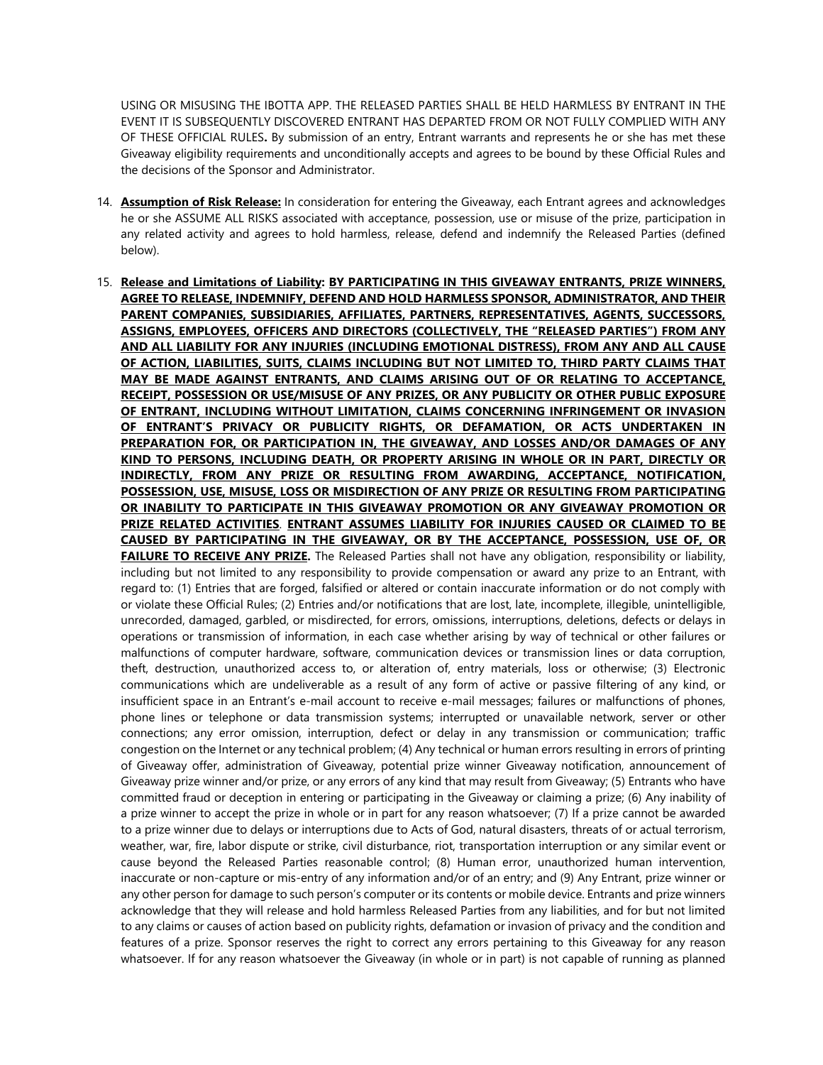USING OR MISUSING THE IBOTTA APP. THE RELEASED PARTIES SHALL BE HELD HARMLESS BY ENTRANT IN THE EVENT IT IS SUBSEQUENTLY DISCOVERED ENTRANT HAS DEPARTED FROM OR NOT FULLY COMPLIED WITH ANY OF THESE OFFICIAL RULES**.** By submission of an entry, Entrant warrants and represents he or she has met these Giveaway eligibility requirements and unconditionally accepts and agrees to be bound by these Official Rules and the decisions of the Sponsor and Administrator.

14. **Assumption of Risk Release:** In consideration for entering the Giveaway, each Entrant agrees and acknowledges he or she ASSUME ALL RISKS associated with acceptance, possession, use or misuse of the prize, participation in any related activity and agrees to hold harmless, release, defend and indemnify the Released Parties (defined below).

15. **Release and Limitations of Liability: BY PARTICIPATING IN THIS GIVEAWAY ENTRANTS, PRIZE WINNERS, AGREE TO RELEASE, INDEMNIFY, DEFEND AND HOLD HARMLESS SPONSOR, ADMINISTRATOR, AND THEIR PARENT COMPANIES, SUBSIDIARIES, AFFILIATES, PARTNERS, REPRESENTATIVES, AGENTS, SUCCESSORS, ASSIGNS, EMPLOYEES, OFFICERS AND DIRECTORS (COLLECTIVELY, THE "RELEASED PARTIES") FROM ANY AND ALL LIABILITY FOR ANY INJURIES (INCLUDING EMOTIONAL DISTRESS), FROM ANY AND ALL CAUSE OF ACTION, LIABILITIES, SUITS, CLAIMS INCLUDING BUT NOT LIMITED TO, THIRD PARTY CLAIMS THAT MAY BE MADE AGAINST ENTRANTS, AND CLAIMS ARISING OUT OF OR RELATING TO ACCEPTANCE, RECEIPT, POSSESSION OR USE/MISUSE OF ANY PRIZES, OR ANY PUBLICITY OR OTHER PUBLIC EXPOSURE OF ENTRANT, INCLUDING WITHOUT LIMITATION, CLAIMS CONCERNING INFRINGEMENT OR INVASION OF ENTRANT'S PRIVACY OR PUBLICITY RIGHTS, OR DEFAMATION, OR ACTS UNDERTAKEN IN PREPARATION FOR, OR PARTICIPATION IN, THE GIVEAWAY, AND LOSSES AND/OR DAMAGES OF ANY KIND TO PERSONS, INCLUDING DEATH, OR PROPERTY ARISING IN WHOLE OR IN PART, DIRECTLY OR INDIRECTLY, FROM ANY PRIZE OR RESULTING FROM AWARDING, ACCEPTANCE, NOTIFICATION, POSSESSION, USE, MISUSE, LOSS OR MISDIRECTION OF ANY PRIZE OR RESULTING FROM PARTICIPATING OR INABILITY TO PARTICIPATE IN THIS GIVEAWAY PROMOTION OR ANY GIVEAWAY PROMOTION OR PRIZE RELATED ACTIVITIES**. **ENTRANT ASSUMES LIABILITY FOR INJURIES CAUSED OR CLAIMED TO BE CAUSED BY PARTICIPATING IN THE GIVEAWAY, OR BY THE ACCEPTANCE, POSSESSION, USE OF, OR FAILURE TO RECEIVE ANY PRIZE.** The Released Parties shall not have any obligation, responsibility or liability, including but not limited to any responsibility to provide compensation or award any prize to an Entrant, with regard to: (1) Entries that are forged, falsified or altered or contain inaccurate information or do not comply with or violate these Official Rules; (2) Entries and/or notifications that are lost, late, incomplete, illegible, unintelligible, unrecorded, damaged, garbled, or misdirected, for errors, omissions, interruptions, deletions, defects or delays in operations or transmission of information, in each case whether arising by way of technical or other failures or malfunctions of computer hardware, software, communication devices or transmission lines or data corruption, theft, destruction, unauthorized access to, or alteration of, entry materials, loss or otherwise; (3) Electronic communications which are undeliverable as a result of any form of active or passive filtering of any kind, or insufficient space in an Entrant's e-mail account to receive e-mail messages; failures or malfunctions of phones, phone lines or telephone or data transmission systems; interrupted or unavailable network, server or other connections; any error omission, interruption, defect or delay in any transmission or communication; traffic congestion on the Internet or any technical problem; (4) Any technical or human errors resulting in errors of printing of Giveaway offer, administration of Giveaway, potential prize winner Giveaway notification, announcement of Giveaway prize winner and/or prize, or any errors of any kind that may result from Giveaway; (5) Entrants who have committed fraud or deception in entering or participating in the Giveaway or claiming a prize; (6) Any inability of a prize winner to accept the prize in whole or in part for any reason whatsoever; (7) If a prize cannot be awarded to a prize winner due to delays or interruptions due to Acts of God, natural disasters, threats of or actual terrorism, weather, war, fire, labor dispute or strike, civil disturbance, riot, transportation interruption or any similar event or cause beyond the Released Parties reasonable control; (8) Human error, unauthorized human intervention, inaccurate or non-capture or mis-entry of any information and/or of an entry; and (9) Any Entrant, prize winner or any other person for damage to such person's computer or its contents or mobile device. Entrants and prize winners acknowledge that they will release and hold harmless Released Parties from any liabilities, and for but not limited to any claims or causes of action based on publicity rights, defamation or invasion of privacy and the condition and features of a prize. Sponsor reserves the right to correct any errors pertaining to this Giveaway for any reason whatsoever. If for any reason whatsoever the Giveaway (in whole or in part) is not capable of running as planned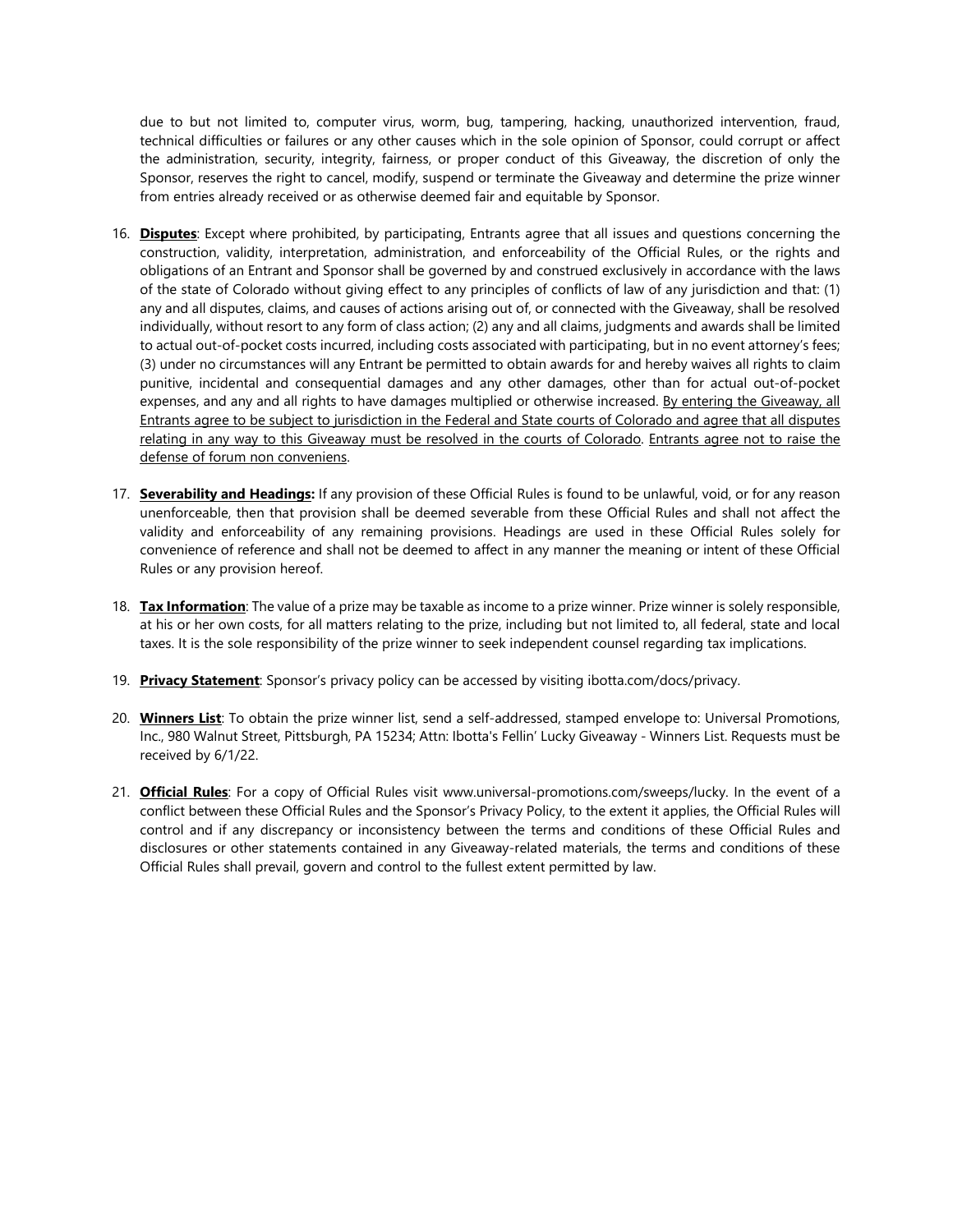due to but not limited to, computer virus, worm, bug, tampering, hacking, unauthorized intervention, fraud, technical difficulties or failures or any other causes which in the sole opinion of Sponsor, could corrupt or affect the administration, security, integrity, fairness, or proper conduct of this Giveaway, the discretion of only the Sponsor, reserves the right to cancel, modify, suspend or terminate the Giveaway and determine the prize winner from entries already received or as otherwise deemed fair and equitable by Sponsor.

16. **Disputes**: Except where prohibited, by participating, Entrants agree that all issues and questions concerning the construction, validity, interpretation, administration, and enforceability of the Official Rules, or the rights and obligations of an Entrant and Sponsor shall be governed by and construed exclusively in accordance with the laws of the state of Colorado without giving effect to any principles of conflicts of law of any jurisdiction and that: (1) any and all disputes, claims, and causes of actions arising out of, or connected with the Giveaway, shall be resolved individually, without resort to any form of class action; (2) any and all claims, judgments and awards shall be limited to actual out-of-pocket costs incurred, including costs associated with participating, but in no event attorney's fees; (3) under no circumstances will any Entrant be permitted to obtain awards for and hereby waives all rights to claim punitive, incidental and consequential damages and any other damages, other than for actual out-of-pocket expenses, and any and all rights to have damages multiplied or otherwise increased. By entering the Giveaway, all Entrants agree to be subject to jurisdiction in the Federal and State courts of Colorado and agree that all disputes relating in any way to this Giveaway must be resolved in the courts of Colorado. Entrants agree not to raise the defense of forum non conveniens.

17. **Severability and Headings:** If any provision of these Official Rules is found to be unlawful, void, or for any reason unenforceable, then that provision shall be deemed severable from these Official Rules and shall not affect the validity and enforceability of any remaining provisions. Headings are used in these Official Rules solely for convenience of reference and shall not be deemed to affect in any manner the meaning or intent of these Official Rules or any provision hereof.

18. **Tax Information**: The value of a prize may be taxable as income to a prize winner. Prize winner is solely responsible, at his or her own costs, for all matters relating to the prize, including but not limited to, all federal, state and local taxes. It is the sole responsibility of the prize winner to seek independent counsel regarding tax implications.

19. **Privacy Statement**: Sponsor's privacy policy can be accessed by visiting ibotta.com/docs/privacy.

20. **Winners List**: To obtain the prize winner list, send a self-addressed, stamped envelope to: Universal Promotions, Inc., 980 Walnut Street, Pittsburgh, PA 15234; Attn: Ibotta's Fellin' Lucky Giveaway - Winners List. Requests must be received by 6/1/22.

21. **Official Rules**: For a copy of Official Rules visit www.universal-promotions.com/sweeps/lucky. In the event of a conflict between these Official Rules and the Sponsor's Privacy Policy, to the extent it applies, the Official Rules will control and if any discrepancy or inconsistency between the terms and conditions of these Official Rules and disclosures or other statements contained in any Giveaway-related materials, the terms and conditions of these Official Rules shall prevail, govern and control to the fullest extent permitted by law.